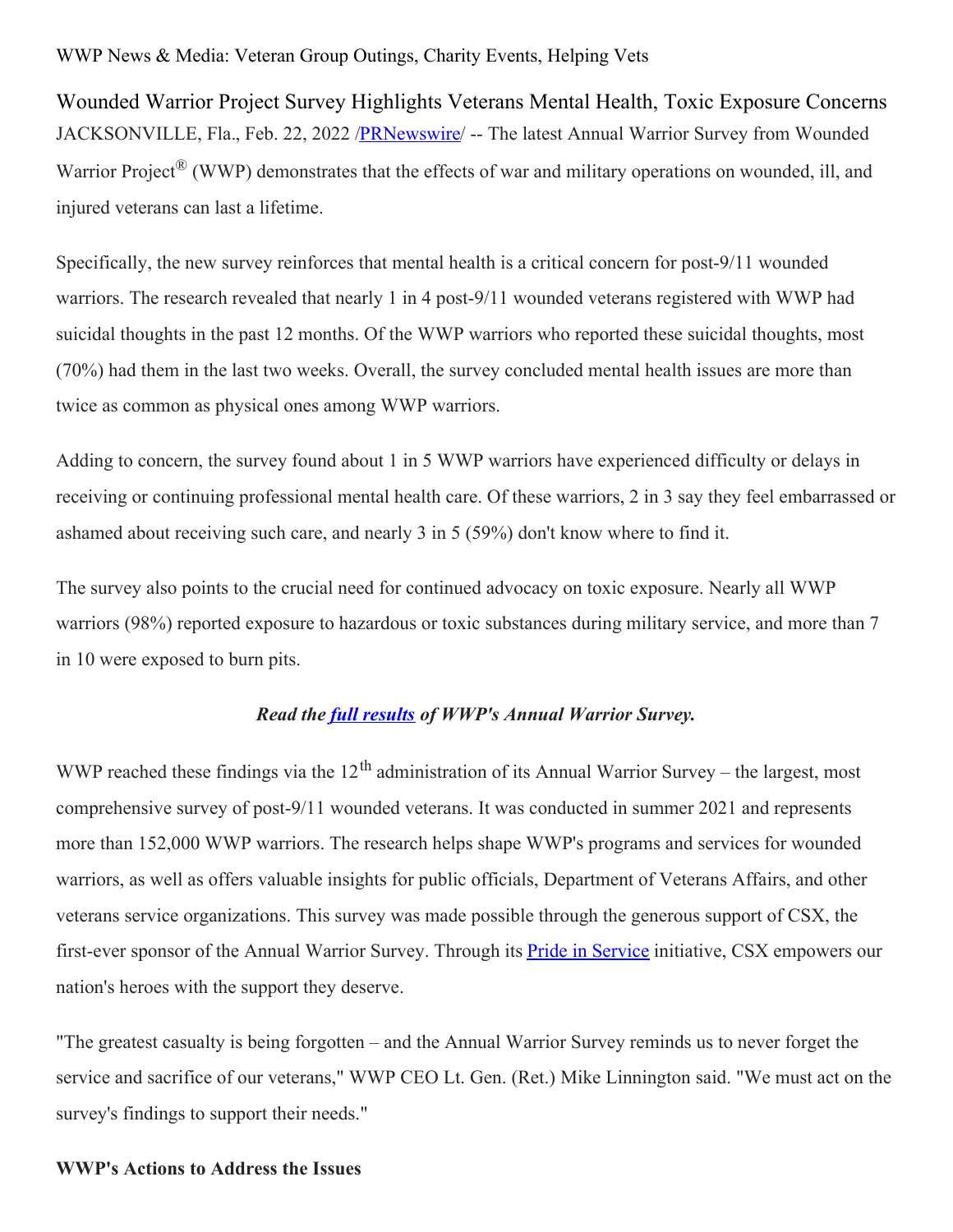WWP News & Media: Veteran Group Outings, Charity Events, Helping Vets

# Wounded Warrior Project Survey Highlights Veterans Mental Health, Toxic Exposure Concerns

JACKSONVILLE, Fla., Feb. 22, 2022 /[PRNewswire](http://www.prnewswire.com/)/ -- The latest Annual Warrior Survey from Wounded Warrior Project® (WWP) demonstrates that the effects of war and military operations on wounded, ill, and injured veterans can last a lifetime.

Specifically, the new survey reinforces that mental health is a critical concern for post-9/11 wounded warriors. The research revealed that nearly 1 in 4 post-9/11 wounded veterans registered with WWP had suicidal thoughts in the past 12 months. Of the WWP warriors who reported these suicidal thoughts, most (70%) had them in the last two weeks. Overall, the survey concluded mental health issues are more than twice as common as physical ones among WWP warriors.

Adding to concern, the survey found about 1 in 5 WWP warriors have experienced difficulty or delays in receiving or continuing professional mental health care. Of these warriors, 2 in 3 say they feel embarrassed or ashamed about receiving such care, and nearly 3 in 5 (59%) don't know where to find it.

The survey also points to the crucial need for continued advocacy on toxic exposure. Nearly all WWP warriors (98%) reported exposure to hazardous or toxic substances during military service, and more than 7 in 10 were exposed to burn pits.

***Read the full results of WWP's Annual Warrior Survey.***

WWP reached these findings via the 12th administration of its Annual Warrior Survey – the largest, most comprehensive survey of post-9/11 wounded veterans. It was conducted in summer 2021 and represents more than 152,000 WWP warriors. The research helps shape WWP's programs and services for wounded warriors, as well as offers valuable insights for public officials, Department of Veterans Affairs, and other veterans service organizations. This survey was made possible through the generous support of CSX, the first-ever sponsor of the Annual Warrior Survey. Through its Pride in Service initiative, CSX empowers our nation's heroes with the support they deserve.

"The greatest casualty is being forgotten – and the Annual Warrior Survey reminds us to never forget the service and sacrifice of our veterans," WWP CEO Lt. Gen. (Ret.) Mike Linnington said. "We must act on the survey's findings to support their needs."

**WWP's Actions to Address the Issues**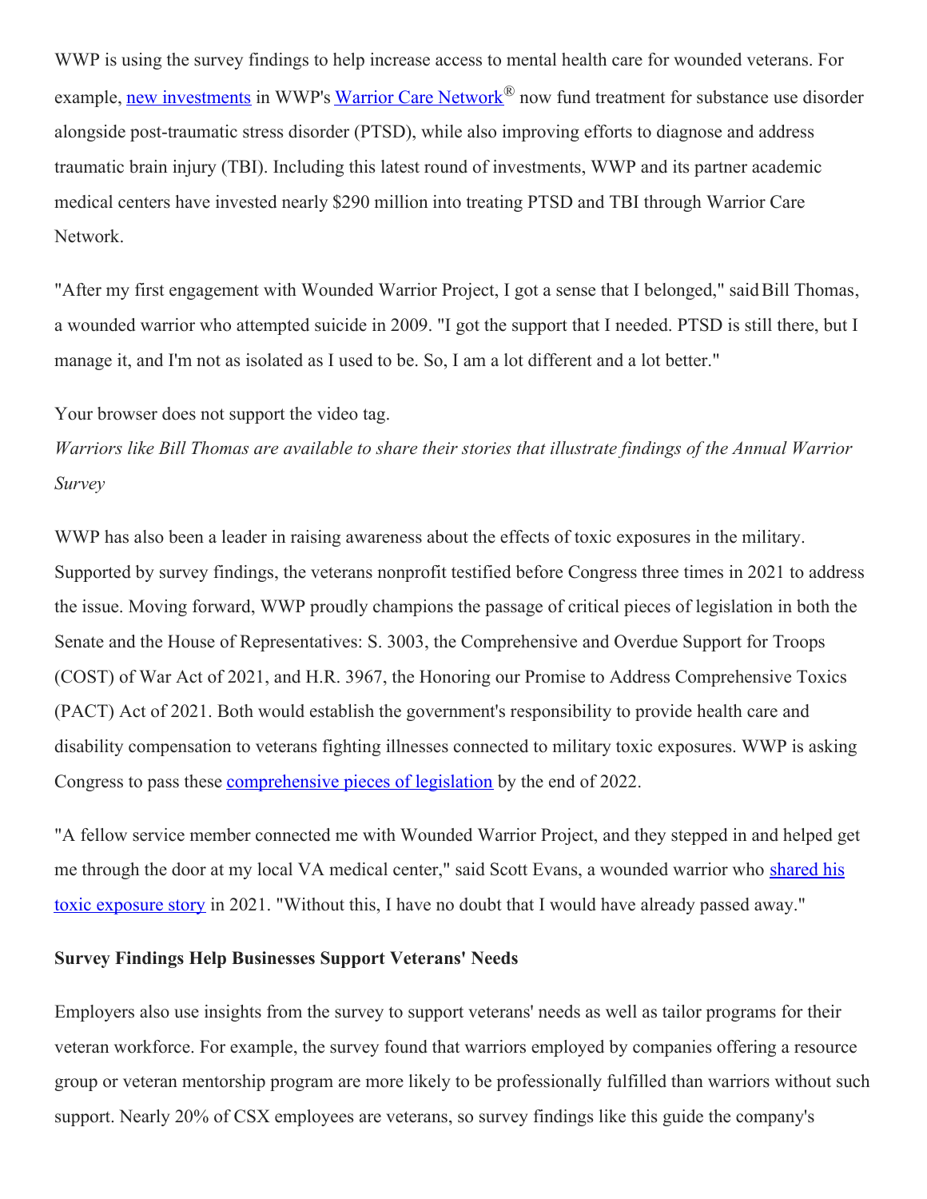WWP is using the survey findings to help increase access to mental health care for wounded veterans. For example, new investments in WWP's Warrior Care Network® now fund treatment for substance use disorder alongside post-traumatic stress disorder (PTSD), while also improving efforts to diagnose and address traumatic brain injury (TBI). Including this latest round of investments, WWP and its partner academic medical centers have invested nearly $290 million into treating PTSD and TBI through Warrior Care Network.

"After my first engagement with Wounded Warrior Project, I got a sense that I belonged," said Bill Thomas, a wounded warrior who attempted suicide in 2009. "I got the support that I needed. PTSD is still there, but I manage it, and I'm not as isolated as I used to be. So, I am a lot different and a lot better."

Your browser does not support the video tag.

*Warriors like Bill Thomas are available to share their stories that illustrate findings of the Annual Warrior Survey*

WWP has also been a leader in raising awareness about the effects of toxic exposures in the military. Supported by survey findings, the veterans nonprofit testified before Congress three times in 2021 to address the issue. Moving forward, WWP proudly champions the passage of critical pieces of legislation in both the Senate and the House of Representatives: S. 3003, the Comprehensive and Overdue Support for Troops (COST) of War Act of 2021, and H.R. 3967, the Honoring our Promise to Address Comprehensive Toxics (PACT) Act of 2021. Both would establish the government's responsibility to provide health care and disability compensation to veterans fighting illnesses connected to military toxic exposures. WWP is asking Congress to pass these comprehensive pieces of legislation by the end of 2022.

"A fellow service member connected me with Wounded Warrior Project, and they stepped in and helped get me through the door at my local VA medical center," said Scott Evans, a wounded warrior who shared his toxic exposure story in 2021. "Without this, I have no doubt that I would have already passed away."

**Survey Findings Help Businesses Support Veterans' Needs**

Employers also use insights from the survey to support veterans' needs as well as tailor programs for their veteran workforce. For example, the survey found that warriors employed by companies offering a resource group or veteran mentorship program are more likely to be professionally fulfilled than warriors without such support. Nearly 20% of CSX employees are veterans, so survey findings like this guide the company's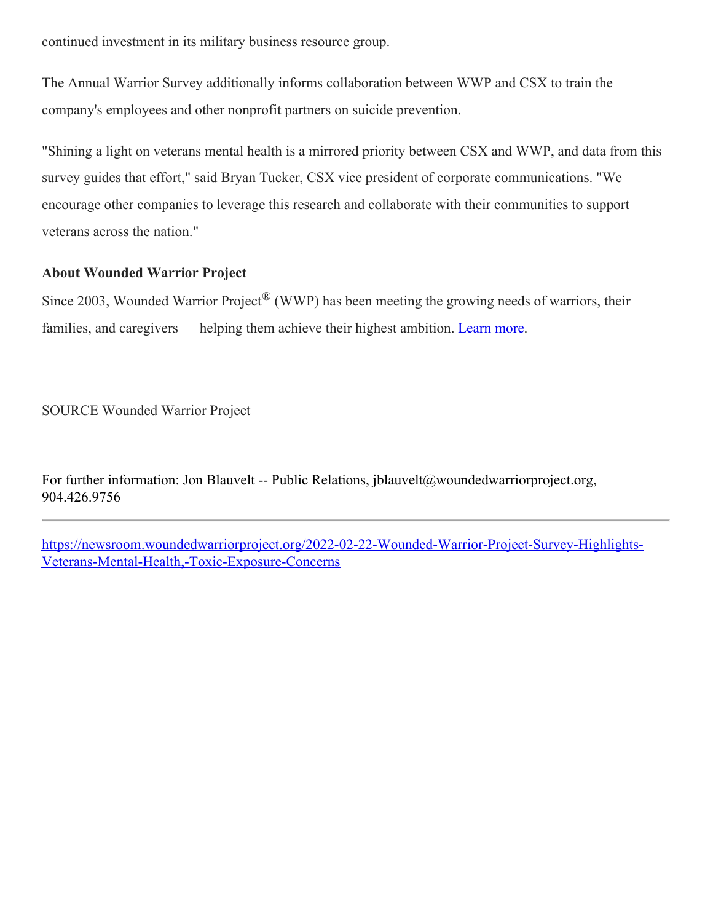continued investment in its military business resource group.

The Annual Warrior Survey additionally informs collaboration between WWP and CSX to train the company's employees and other nonprofit partners on suicide prevention.

"Shining a light on veterans mental health is a mirrored priority between CSX and WWP, and data from this survey guides that effort," said Bryan Tucker, CSX vice president of corporate communications. "We encourage other companies to leverage this research and collaborate with their communities to support veterans across the nation."

**About Wounded Warrior Project**

Since 2003, Wounded Warrior Project® (WWP) has been meeting the growing needs of warriors, their families, and caregivers — helping them achieve their highest ambition. Learn more.

SOURCE Wounded Warrior Project

For further information: Jon Blauvelt -- Public Relations, jblauvelt@woundedwarriorproject.org, 904.426.9756

---

https://newsroom.woundedwarriorproject.org/2022-02-22-Wounded-Warrior-Project-Survey-Highlights-Veterans-Mental-Health,-Toxic-Exposure-Concerns